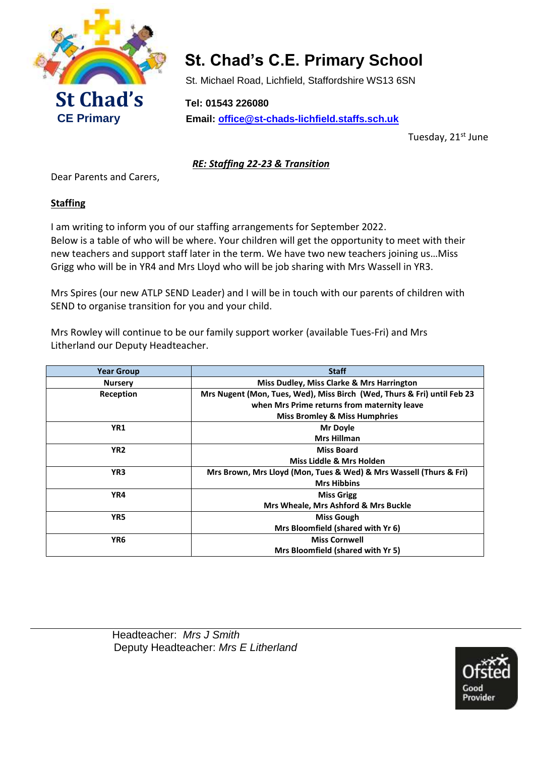St Chad's
CE Primary

# St. Chad's C.E. Primary School

St. Michael Road, Lichfield, Staffordshire WS13 6SN

**Tel: 01543 226080**

**Email: office@st-chads-lichfield.staffs.sch.uk**

Tuesday, 21st June

***RE: Staffing 22-23 & Transition***

Dear Parents and Carers,

## Staffing

I am writing to inform you of our staffing arrangements for September 2022.
Below is a table of who will be where. Your children will get the opportunity to meet with their new teachers and support staff later in the term. We have two new teachers joining us…Miss Grigg who will be in YR4 and Mrs Lloyd who will be job sharing with Mrs Wassell in YR3.

Mrs Spires (our new ATLP SEND Leader) and I will be in touch with our parents of children with SEND to organise transition for you and your child.

Mrs Rowley will continue to be our family support worker (available Tues-Fri) and Mrs Litherland our Deputy Headteacher.

| Year Group | Staff |
|---|---|
| Nursery | Miss Dudley, Miss Clarke & Mrs Harrington |
| Reception | Mrs Nugent (Mon, Tues, Wed), Miss Birch (Wed, Thurs & Fri) until Feb 23 when Mrs Prime returns from maternity leave<br>Miss Bromley & Miss Humphries |
| YR1 | Mr Doyle<br>Mrs Hillman |
| YR2 | Miss Board<br>Miss Liddle & Mrs Holden |
| YR3 | Mrs Brown, Mrs Lloyd (Mon, Tues & Wed) & Mrs Wassell (Thurs & Fri)<br>Mrs Hibbins |
| YR4 | Miss Grigg<br>Mrs Wheale, Mrs Ashford & Mrs Buckle |
| YR5 | Miss Gough<br>Mrs Bloomfield (shared with Yr 6) |
| YR6 | Miss Cornwell<br>Mrs Bloomfield (shared with Yr 5) |

Headteacher: *Mrs J Smith*
Deputy Headteacher: *Mrs E Litherland*

Ofsted Good Provider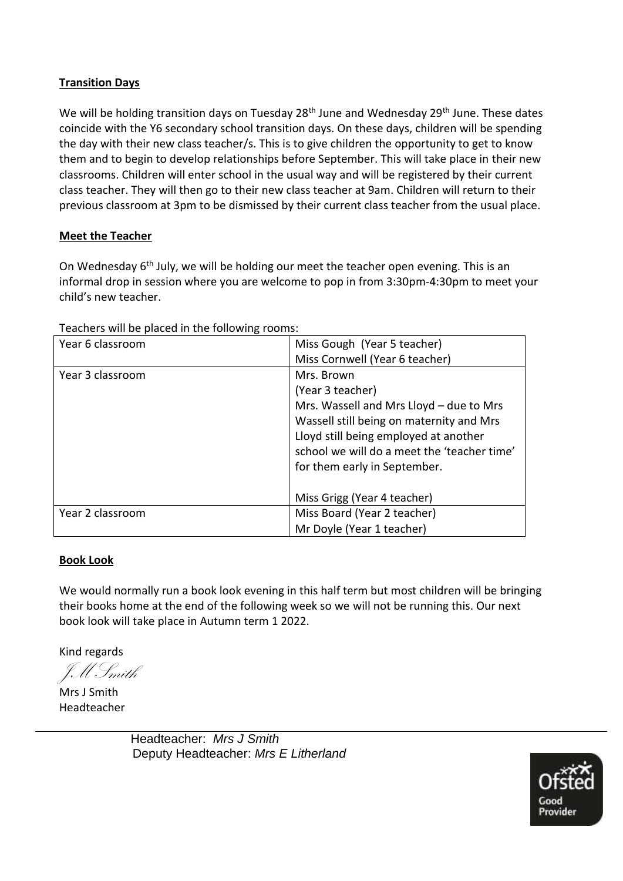**Transition Days**

We will be holding transition days on Tuesday 28th June and Wednesday 29th June. These dates coincide with the Y6 secondary school transition days. On these days, children will be spending the day with their new class teacher/s. This is to give children the opportunity to get to know them and to begin to develop relationships before September. This will take place in their new classrooms. Children will enter school in the usual way and will be registered by their current class teacher. They will then go to their new class teacher at 9am. Children will return to their previous classroom at 3pm to be dismissed by their current class teacher from the usual place.

**Meet the Teacher**

On Wednesday 6th July, we will be holding our meet the teacher open evening. This is an informal drop in session where you are welcome to pop in from 3:30pm-4:30pm to meet your child's new teacher.

Teachers will be placed in the following rooms:

| | |
|---|---|
| Year 6 classroom | Miss Gough (Year 5 teacher)<br>Miss Cornwell (Year 6 teacher) |
| Year 3 classroom | Mrs. Brown<br>(Year 3 teacher)<br>Mrs. Wassell and Mrs Lloyd – due to Mrs Wassell still being on maternity and Mrs Lloyd still being employed at another school we will do a meet the 'teacher time' for them early in September.<br><br>Miss Grigg (Year 4 teacher) |
| Year 2 classroom | Miss Board (Year 2 teacher)<br>Mr Doyle (Year 1 teacher) |

**Book Look**

We would normally run a book look evening in this half term but most children will be bringing their books home at the end of the following week so we will not be running this. Our next book look will take place in Autumn term 1 2022.

Kind regards

*J.M Smith*

Mrs J Smith
Headteacher

Headteacher: *Mrs J Smith*
Deputy Headteacher: *Mrs E Litherland*

Ofsted Good Provider